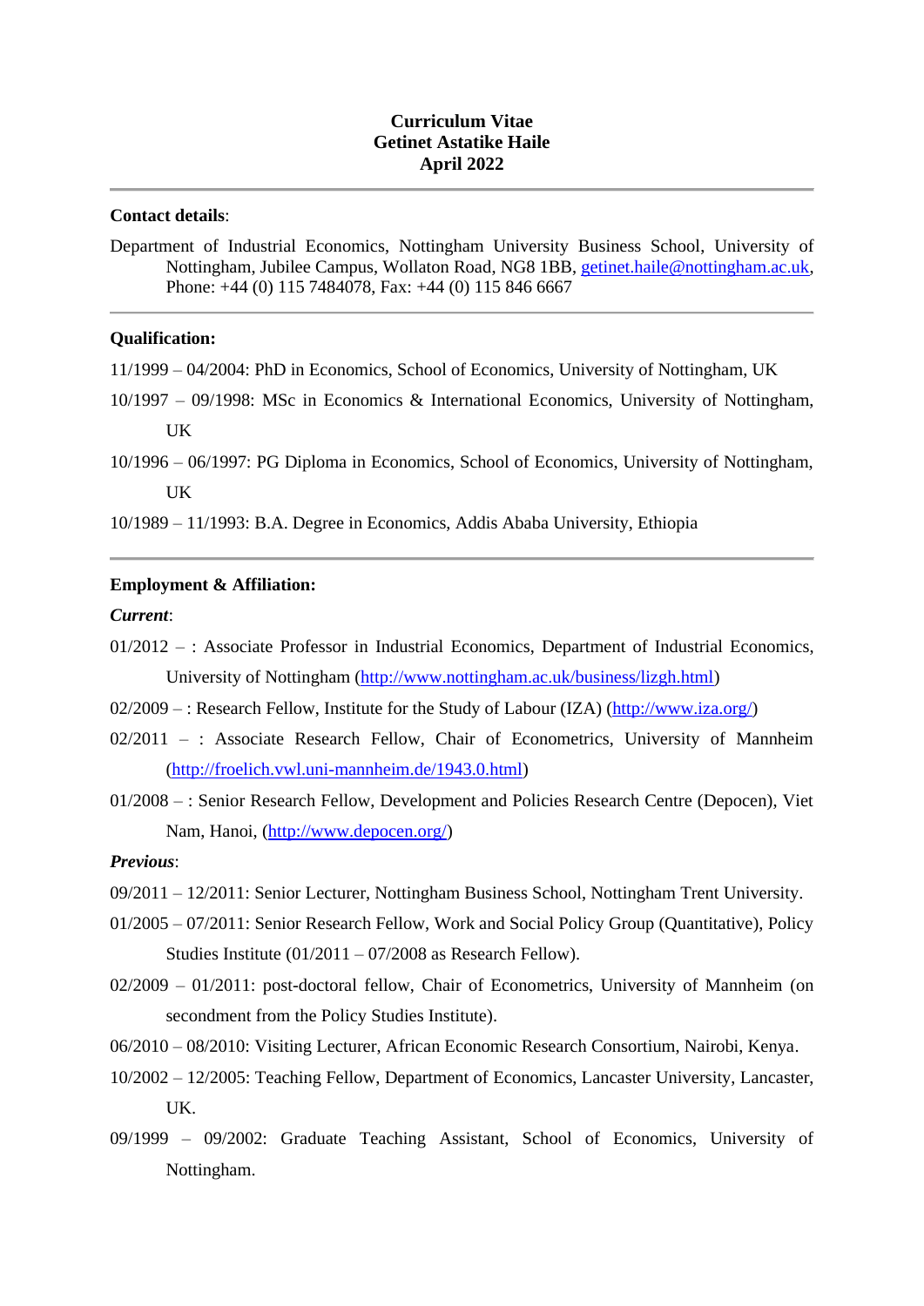**Curriculum Vitae**
**Getinet Astatike Haile**
**April 2022**

---

**Contact details**:

Department of Industrial Economics, Nottingham University Business School, University of Nottingham, Jubilee Campus, Wollaton Road, NG8 1BB, getinet.haile@nottingham.ac.uk, Phone: +44 (0) 115 7484078, Fax: +44 (0) 115 846 6667

---

**Qualification:**

11/1999 – 04/2004: PhD in Economics, School of Economics, University of Nottingham, UK

10/1997 – 09/1998: MSc in Economics & International Economics, University of Nottingham, UK

10/1996 – 06/1997: PG Diploma in Economics, School of Economics, University of Nottingham, UK

10/1989 – 11/1993: B.A. Degree in Economics, Addis Ababa University, Ethiopia

---

**Employment & Affiliation:**

***Current***:

01/2012 – : Associate Professor in Industrial Economics, Department of Industrial Economics, University of Nottingham (http://www.nottingham.ac.uk/business/lizgh.html)

02/2009 – : Research Fellow, Institute for the Study of Labour (IZA) (http://www.iza.org/)

02/2011 – : Associate Research Fellow, Chair of Econometrics, University of Mannheim (http://froelich.vwl.uni-mannheim.de/1943.0.html)

01/2008 – : Senior Research Fellow, Development and Policies Research Centre (Depocen), Viet Nam, Hanoi, (http://www.depocen.org/)

***Previous***:

09/2011 – 12/2011: Senior Lecturer, Nottingham Business School, Nottingham Trent University.

01/2005 – 07/2011: Senior Research Fellow, Work and Social Policy Group (Quantitative), Policy Studies Institute (01/2011 – 07/2008 as Research Fellow).

02/2009 – 01/2011: post-doctoral fellow, Chair of Econometrics, University of Mannheim (on secondment from the Policy Studies Institute).

06/2010 – 08/2010: Visiting Lecturer, African Economic Research Consortium, Nairobi, Kenya.

10/2002 – 12/2005: Teaching Fellow, Department of Economics, Lancaster University, Lancaster, UK.

09/1999 – 09/2002: Graduate Teaching Assistant, School of Economics, University of Nottingham.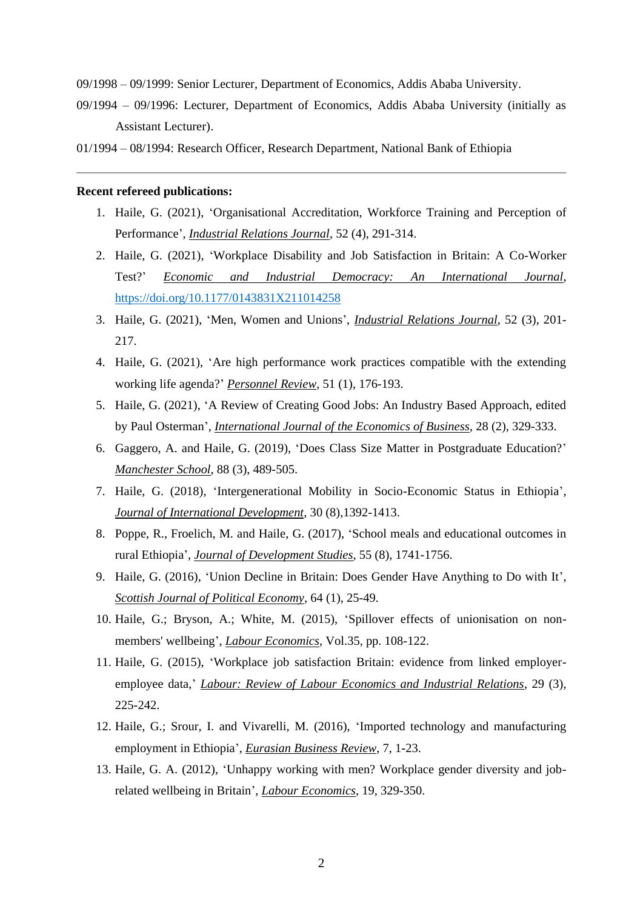09/1998 – 09/1999: Senior Lecturer, Department of Economics, Addis Ababa University.

09/1994 – 09/1996: Lecturer, Department of Economics, Addis Ababa University (initially as Assistant Lecturer).

01/1994 – 08/1994: Research Officer, Research Department, National Bank of Ethiopia

---

**Recent refereed publications:**

1. Haile, G. (2021), 'Organisational Accreditation, Workforce Training and Perception of Performance', *Industrial Relations Journal*, 52 (4), 291-314.
2. Haile, G. (2021), 'Workplace Disability and Job Satisfaction in Britain: A Co-Worker Test?' *Economic and Industrial Democracy: An International Journal*, https://doi.org/10.1177/0143831X211014258
3. Haile, G. (2021), 'Men, Women and Unions', *Industrial Relations Journal*, 52 (3), 201-217.
4. Haile, G. (2021), 'Are high performance work practices compatible with the extending working life agenda?' *Personnel Review*, 51 (1), 176-193.
5. Haile, G. (2021), 'A Review of Creating Good Jobs: An Industry Based Approach, edited by Paul Osterman', *International Journal of the Economics of Business*, 28 (2), 329-333.
6. Gaggero, A. and Haile, G. (2019), 'Does Class Size Matter in Postgraduate Education?' *Manchester School*, 88 (3), 489-505.
7. Haile, G. (2018), 'Intergenerational Mobility in Socio-Economic Status in Ethiopia', *Journal of International Development*, 30 (8),1392-1413.
8. Poppe, R., Froelich, M. and Haile, G. (2017), 'School meals and educational outcomes in rural Ethiopia', *Journal of Development Studies*, 55 (8), 1741-1756.
9. Haile, G. (2016), 'Union Decline in Britain: Does Gender Have Anything to Do with It', *Scottish Journal of Political Economy*, 64 (1), 25-49.
10. Haile, G.; Bryson, A.; White, M. (2015), 'Spillover effects of unionisation on non-members' wellbeing', *Labour Economics*, Vol.35, pp. 108-122.
11. Haile, G. (2015), 'Workplace job satisfaction Britain: evidence from linked employer-employee data,' *Labour: Review of Labour Economics and Industrial Relations*, 29 (3), 225-242.
12. Haile, G.; Srour, I. and Vivarelli, M. (2016), 'Imported technology and manufacturing employment in Ethiopia', *Eurasian Business Review*, 7, 1-23.
13. Haile, G. A. (2012), 'Unhappy working with men? Workplace gender diversity and job-related wellbeing in Britain', *Labour Economics*, 19, 329-350.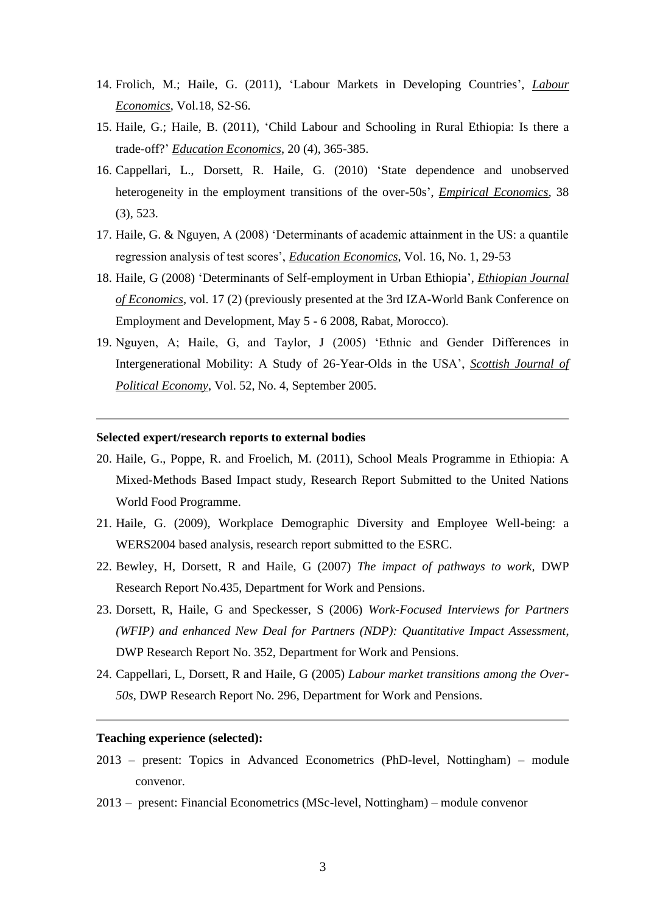14. Frolich, M.; Haile, G. (2011), 'Labour Markets in Developing Countries', ***Labour Economics***, Vol.18, S2-S6.
15. Haile, G.; Haile, B. (2011), 'Child Labour and Schooling in Rural Ethiopia: Is there a trade-off?' ***Education Economics***, 20 (4), 365-385.
16. Cappellari, L., Dorsett, R. Haile, G. (2010) 'State dependence and unobserved heterogeneity in the employment transitions of the over-50s', ***Empirical Economics***, 38 (3), 523.
17. Haile, G. & Nguyen, A (2008) 'Determinants of academic attainment in the US: a quantile regression analysis of test scores', ***Education Economics***, Vol. 16, No. 1, 29-53
18. Haile, G (2008) 'Determinants of Self-employment in Urban Ethiopia', ***Ethiopian Journal of Economics***, vol. 17 (2) (previously presented at the 3rd IZA-World Bank Conference on Employment and Development, May 5 - 6 2008, Rabat, Morocco).
19. Nguyen, A; Haile, G, and Taylor, J (2005) 'Ethnic and Gender Differences in Intergenerational Mobility: A Study of 26-Year-Olds in the USA', ***Scottish Journal of Political Economy***, Vol. 52, No. 4, September 2005.

---

**Selected expert/research reports to external bodies**

20. Haile, G., Poppe, R. and Froelich, M. (2011), School Meals Programme in Ethiopia: A Mixed-Methods Based Impact study, Research Report Submitted to the United Nations World Food Programme.
21. Haile, G. (2009), Workplace Demographic Diversity and Employee Well-being: a WERS2004 based analysis, research report submitted to the ESRC.
22. Bewley, H, Dorsett, R and Haile, G (2007) *The impact of pathways to work*, DWP Research Report No.435, Department for Work and Pensions.
23. Dorsett, R, Haile, G and Speckesser, S (2006) *Work-Focused Interviews for Partners (WFIP) and enhanced New Deal for Partners (NDP): Quantitative Impact Assessment*, DWP Research Report No. 352, Department for Work and Pensions.
24. Cappellari, L, Dorsett, R and Haile, G (2005) *Labour market transitions among the Over-50s*, DWP Research Report No. 296, Department for Work and Pensions.

---

**Teaching experience (selected):**

2013 – present: Topics in Advanced Econometrics (PhD-level, Nottingham) – module convenor.

2013 – present: Financial Econometrics (MSc-level, Nottingham) – module convenor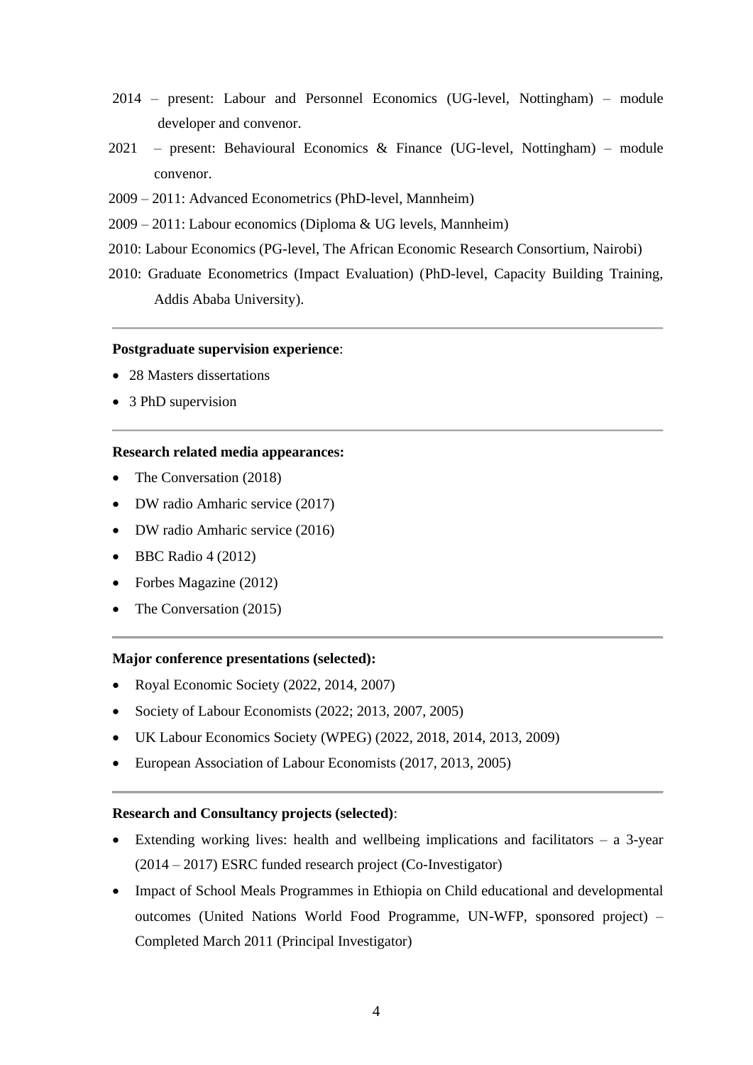2014 – present: Labour and Personnel Economics (UG-level, Nottingham) – module developer and convenor.

2021 – present: Behavioural Economics & Finance (UG-level, Nottingham) – module convenor.

2009 – 2011: Advanced Econometrics (PhD-level, Mannheim)

2009 – 2011: Labour economics (Diploma & UG levels, Mannheim)

2010: Labour Economics (PG-level, The African Economic Research Consortium, Nairobi)

2010: Graduate Econometrics (Impact Evaluation) (PhD-level, Capacity Building Training, Addis Ababa University).

---

**Postgraduate supervision experience**:

- 28 Masters dissertations
- 3 PhD supervision

---

**Research related media appearances:**

- The Conversation (2018)
- DW radio Amharic service (2017)
- DW radio Amharic service (2016)
- BBC Radio 4 (2012)
- Forbes Magazine (2012)
- The Conversation (2015)

---

**Major conference presentations (selected):**

- Royal Economic Society (2022, 2014, 2007)
- Society of Labour Economists (2022; 2013, 2007, 2005)
- UK Labour Economics Society (WPEG) (2022, 2018, 2014, 2013, 2009)
- European Association of Labour Economists (2017, 2013, 2005)

---

**Research and Consultancy projects (selected)**:

- Extending working lives: health and wellbeing implications and facilitators – a 3-year (2014 – 2017) ESRC funded research project (Co-Investigator)
- Impact of School Meals Programmes in Ethiopia on Child educational and developmental outcomes (United Nations World Food Programme, UN-WFP, sponsored project) – Completed March 2011 (Principal Investigator)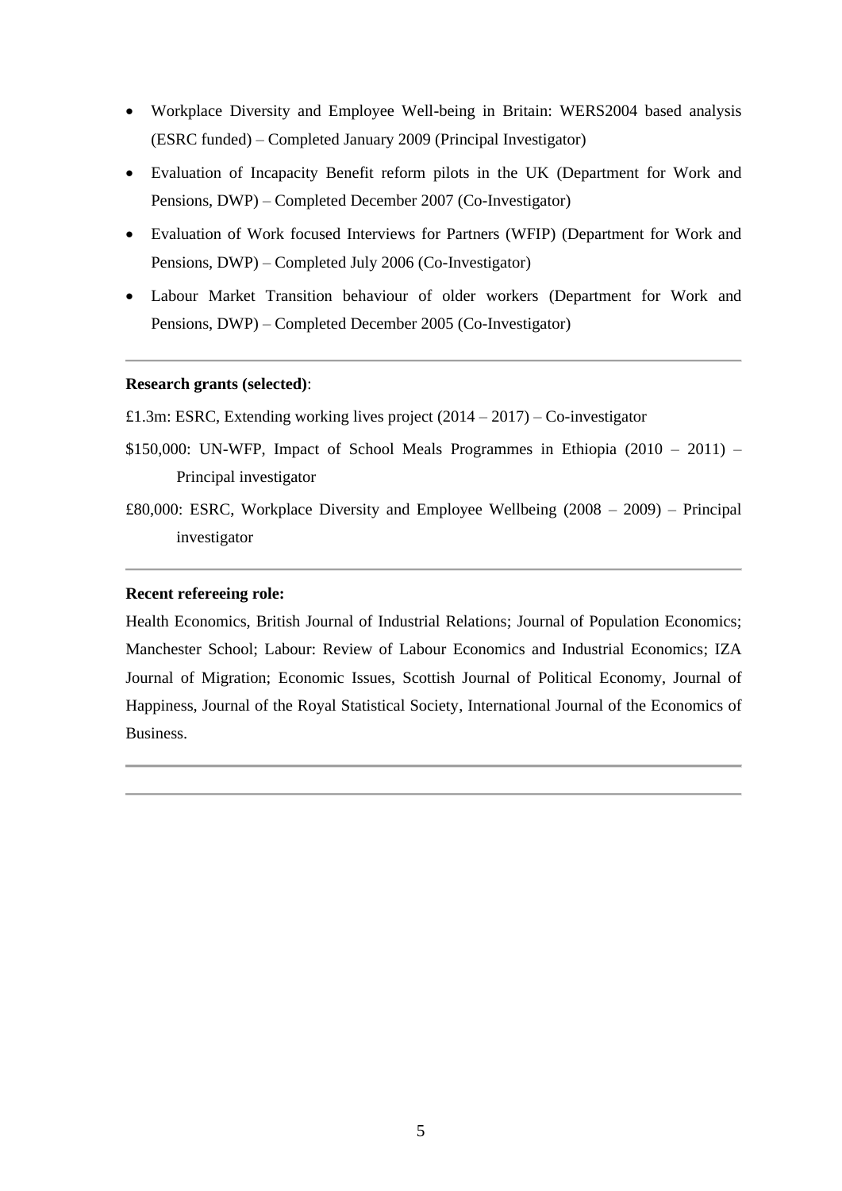- Workplace Diversity and Employee Well-being in Britain: WERS2004 based analysis (ESRC funded) – Completed January 2009 (Principal Investigator)
- Evaluation of Incapacity Benefit reform pilots in the UK (Department for Work and Pensions, DWP) – Completed December 2007 (Co-Investigator)
- Evaluation of Work focused Interviews for Partners (WFIP) (Department for Work and Pensions, DWP) – Completed July 2006 (Co-Investigator)
- Labour Market Transition behaviour of older workers (Department for Work and Pensions, DWP) – Completed December 2005 (Co-Investigator)

---

**Research grants (selected)**:

£1.3m: ESRC, Extending working lives project (2014 – 2017) – Co-investigator

$150,000: UN-WFP, Impact of School Meals Programmes in Ethiopia (2010 – 2011) – Principal investigator

£80,000: ESRC, Workplace Diversity and Employee Wellbeing (2008 – 2009) – Principal investigator

---

**Recent refereeing role:**

Health Economics, British Journal of Industrial Relations; Journal of Population Economics; Manchester School; Labour: Review of Labour Economics and Industrial Economics; IZA Journal of Migration; Economic Issues, Scottish Journal of Political Economy, Journal of Happiness, Journal of the Royal Statistical Society, International Journal of the Economics of Business.

---

---